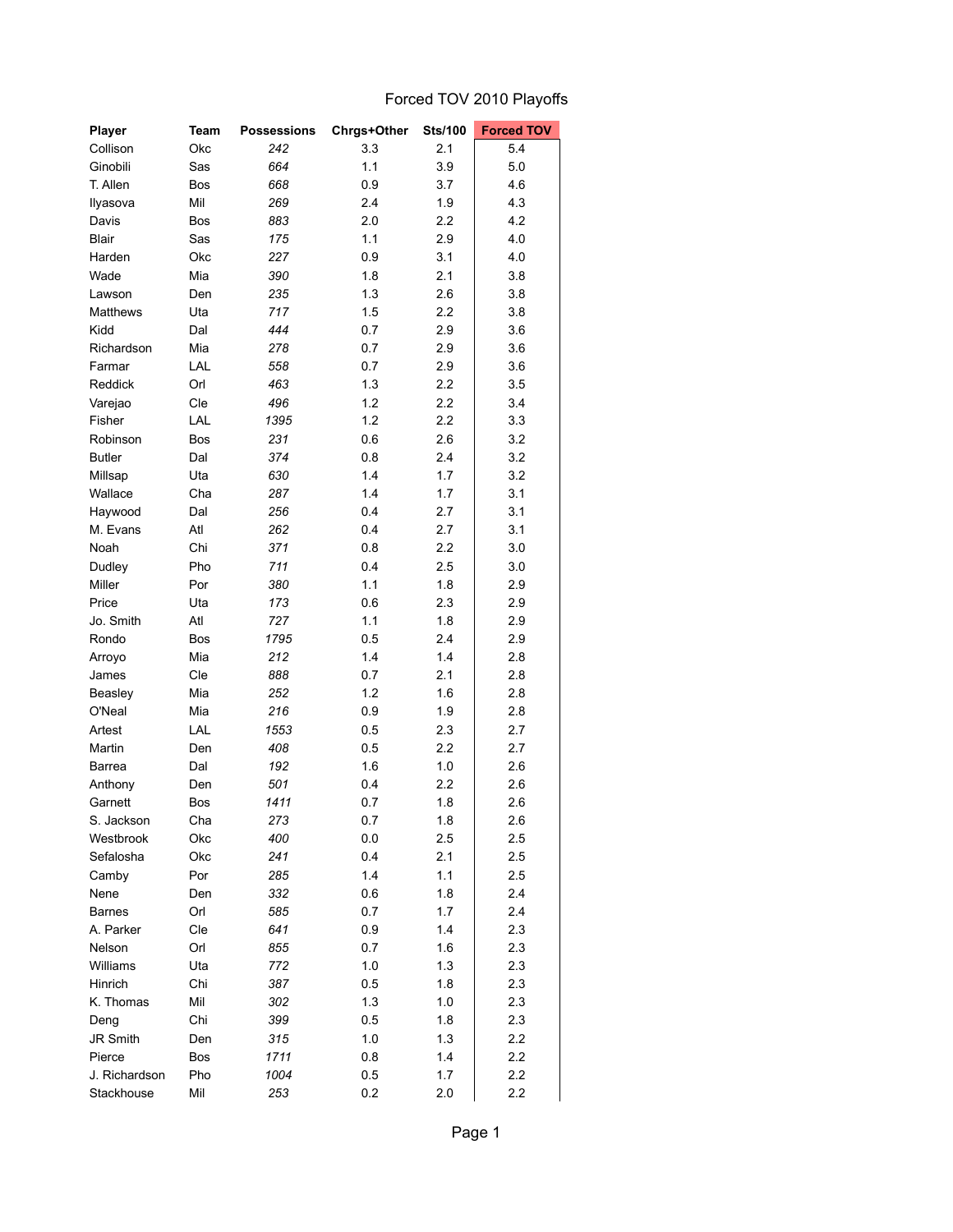# Forced TOV 2010 Playoffs

| Player | Team | Possessions | Chrgs+Other | Sts/100 | Forced TOV |
|---|---|---|---|---|---|
| Collison | Okc | *242* | 3.3 | 2.1 | 5.4 |
| Ginobili | Sas | *664* | 1.1 | 3.9 | 5.0 |
| T. Allen | Bos | *668* | 0.9 | 3.7 | 4.6 |
| Ilyasova | Mil | *269* | 2.4 | 1.9 | 4.3 |
| Davis | Bos | *883* | 2.0 | 2.2 | 4.2 |
| Blair | Sas | *175* | 1.1 | 2.9 | 4.0 |
| Harden | Okc | *227* | 0.9 | 3.1 | 4.0 |
| Wade | Mia | *390* | 1.8 | 2.1 | 3.8 |
| Lawson | Den | *235* | 1.3 | 2.6 | 3.8 |
| Matthews | Uta | *717* | 1.5 | 2.2 | 3.8 |
| Kidd | Dal | *444* | 0.7 | 2.9 | 3.6 |
| Richardson | Mia | *278* | 0.7 | 2.9 | 3.6 |
| Farmar | LAL | *558* | 0.7 | 2.9 | 3.6 |
| Reddick | Orl | *463* | 1.3 | 2.2 | 3.5 |
| Varejao | Cle | *496* | 1.2 | 2.2 | 3.4 |
| Fisher | LAL | *1395* | 1.2 | 2.2 | 3.3 |
| Robinson | Bos | *231* | 0.6 | 2.6 | 3.2 |
| Butler | Dal | *374* | 0.8 | 2.4 | 3.2 |
| Millsap | Uta | *630* | 1.4 | 1.7 | 3.2 |
| Wallace | Cha | *287* | 1.4 | 1.7 | 3.1 |
| Haywood | Dal | *256* | 0.4 | 2.7 | 3.1 |
| M. Evans | Atl | *262* | 0.4 | 2.7 | 3.1 |
| Noah | Chi | *371* | 0.8 | 2.2 | 3.0 |
| Dudley | Pho | *711* | 0.4 | 2.5 | 3.0 |
| Miller | Por | *380* | 1.1 | 1.8 | 2.9 |
| Price | Uta | *173* | 0.6 | 2.3 | 2.9 |
| Jo. Smith | Atl | *727* | 1.1 | 1.8 | 2.9 |
| Rondo | Bos | *1795* | 0.5 | 2.4 | 2.9 |
| Arroyo | Mia | *212* | 1.4 | 1.4 | 2.8 |
| James | Cle | *888* | 0.7 | 2.1 | 2.8 |
| Beasley | Mia | *252* | 1.2 | 1.6 | 2.8 |
| O'Neal | Mia | *216* | 0.9 | 1.9 | 2.8 |
| Artest | LAL | *1553* | 0.5 | 2.3 | 2.7 |
| Martin | Den | *408* | 0.5 | 2.2 | 2.7 |
| Barrea | Dal | *192* | 1.6 | 1.0 | 2.6 |
| Anthony | Den | *501* | 0.4 | 2.2 | 2.6 |
| Garnett | Bos | *1411* | 0.7 | 1.8 | 2.6 |
| S. Jackson | Cha | *273* | 0.7 | 1.8 | 2.6 |
| Westbrook | Okc | *400* | 0.0 | 2.5 | 2.5 |
| Sefalosha | Okc | *241* | 0.4 | 2.1 | 2.5 |
| Camby | Por | *285* | 1.4 | 1.1 | 2.5 |
| Nene | Den | *332* | 0.6 | 1.8 | 2.4 |
| Barnes | Orl | *585* | 0.7 | 1.7 | 2.4 |
| A. Parker | Cle | *641* | 0.9 | 1.4 | 2.3 |
| Nelson | Orl | *855* | 0.7 | 1.6 | 2.3 |
| Williams | Uta | *772* | 1.0 | 1.3 | 2.3 |
| Hinrich | Chi | *387* | 0.5 | 1.8 | 2.3 |
| K. Thomas | Mil | *302* | 1.3 | 1.0 | 2.3 |
| Deng | Chi | *399* | 0.5 | 1.8 | 2.3 |
| JR Smith | Den | *315* | 1.0 | 1.3 | 2.2 |
| Pierce | Bos | *1711* | 0.8 | 1.4 | 2.2 |
| J. Richardson | Pho | *1004* | 0.5 | 1.7 | 2.2 |
| Stackhouse | Mil | *253* | 0.2 | 2.0 | 2.2 |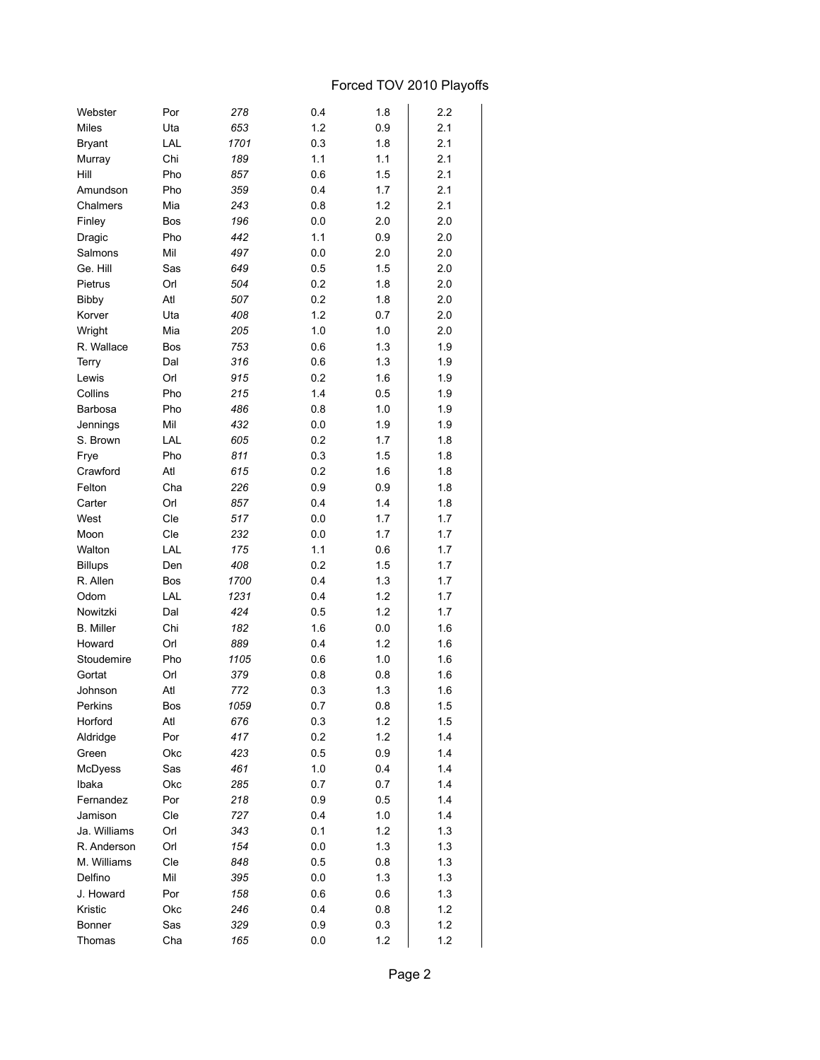# Forced TOV 2010 Playoffs

| | | | | | |
|---|---|---|---|---|---|
| Webster | Por | *278* | 0.4 | 1.8 | 2.2 |
| Miles | Uta | *653* | 1.2 | 0.9 | 2.1 |
| Bryant | LAL | *1701* | 0.3 | 1.8 | 2.1 |
| Murray | Chi | *189* | 1.1 | 1.1 | 2.1 |
| Hill | Pho | *857* | 0.6 | 1.5 | 2.1 |
| Amundson | Pho | *359* | 0.4 | 1.7 | 2.1 |
| Chalmers | Mia | *243* | 0.8 | 1.2 | 2.1 |
| Finley | Bos | *196* | 0.0 | 2.0 | 2.0 |
| Dragic | Pho | *442* | 1.1 | 0.9 | 2.0 |
| Salmons | Mil | *497* | 0.0 | 2.0 | 2.0 |
| Ge. Hill | Sas | *649* | 0.5 | 1.5 | 2.0 |
| Pietrus | Orl | *504* | 0.2 | 1.8 | 2.0 |
| Bibby | Atl | *507* | 0.2 | 1.8 | 2.0 |
| Korver | Uta | *408* | 1.2 | 0.7 | 2.0 |
| Wright | Mia | *205* | 1.0 | 1.0 | 2.0 |
| R. Wallace | Bos | *753* | 0.6 | 1.3 | 1.9 |
| Terry | Dal | *316* | 0.6 | 1.3 | 1.9 |
| Lewis | Orl | *915* | 0.2 | 1.6 | 1.9 |
| Collins | Pho | *215* | 1.4 | 0.5 | 1.9 |
| Barbosa | Pho | *486* | 0.8 | 1.0 | 1.9 |
| Jennings | Mil | *432* | 0.0 | 1.9 | 1.9 |
| S. Brown | LAL | *605* | 0.2 | 1.7 | 1.8 |
| Frye | Pho | *811* | 0.3 | 1.5 | 1.8 |
| Crawford | Atl | *615* | 0.2 | 1.6 | 1.8 |
| Felton | Cha | *226* | 0.9 | 0.9 | 1.8 |
| Carter | Orl | *857* | 0.4 | 1.4 | 1.8 |
| West | Cle | *517* | 0.0 | 1.7 | 1.7 |
| Moon | Cle | *232* | 0.0 | 1.7 | 1.7 |
| Walton | LAL | *175* | 1.1 | 0.6 | 1.7 |
| Billups | Den | *408* | 0.2 | 1.5 | 1.7 |
| R. Allen | Bos | *1700* | 0.4 | 1.3 | 1.7 |
| Odom | LAL | *1231* | 0.4 | 1.2 | 1.7 |
| Nowitzki | Dal | *424* | 0.5 | 1.2 | 1.7 |
| B. Miller | Chi | *182* | 1.6 | 0.0 | 1.6 |
| Howard | Orl | *889* | 0.4 | 1.2 | 1.6 |
| Stoudemire | Pho | *1105* | 0.6 | 1.0 | 1.6 |
| Gortat | Orl | *379* | 0.8 | 0.8 | 1.6 |
| Johnson | Atl | *772* | 0.3 | 1.3 | 1.6 |
| Perkins | Bos | *1059* | 0.7 | 0.8 | 1.5 |
| Horford | Atl | *676* | 0.3 | 1.2 | 1.5 |
| Aldridge | Por | *417* | 0.2 | 1.2 | 1.4 |
| Green | Okc | *423* | 0.5 | 0.9 | 1.4 |
| McDyess | Sas | *461* | 1.0 | 0.4 | 1.4 |
| Ibaka | Okc | *285* | 0.7 | 0.7 | 1.4 |
| Fernandez | Por | *218* | 0.9 | 0.5 | 1.4 |
| Jamison | Cle | *727* | 0.4 | 1.0 | 1.4 |
| Ja. Williams | Orl | *343* | 0.1 | 1.2 | 1.3 |
| R. Anderson | Orl | *154* | 0.0 | 1.3 | 1.3 |
| M. Williams | Cle | *848* | 0.5 | 0.8 | 1.3 |
| Delfino | Mil | *395* | 0.0 | 1.3 | 1.3 |
| J. Howard | Por | *158* | 0.6 | 0.6 | 1.3 |
| Kristic | Okc | *246* | 0.4 | 0.8 | 1.2 |
| Bonner | Sas | *329* | 0.9 | 0.3 | 1.2 |
| Thomas | Cha | *165* | 0.0 | 1.2 | 1.2 |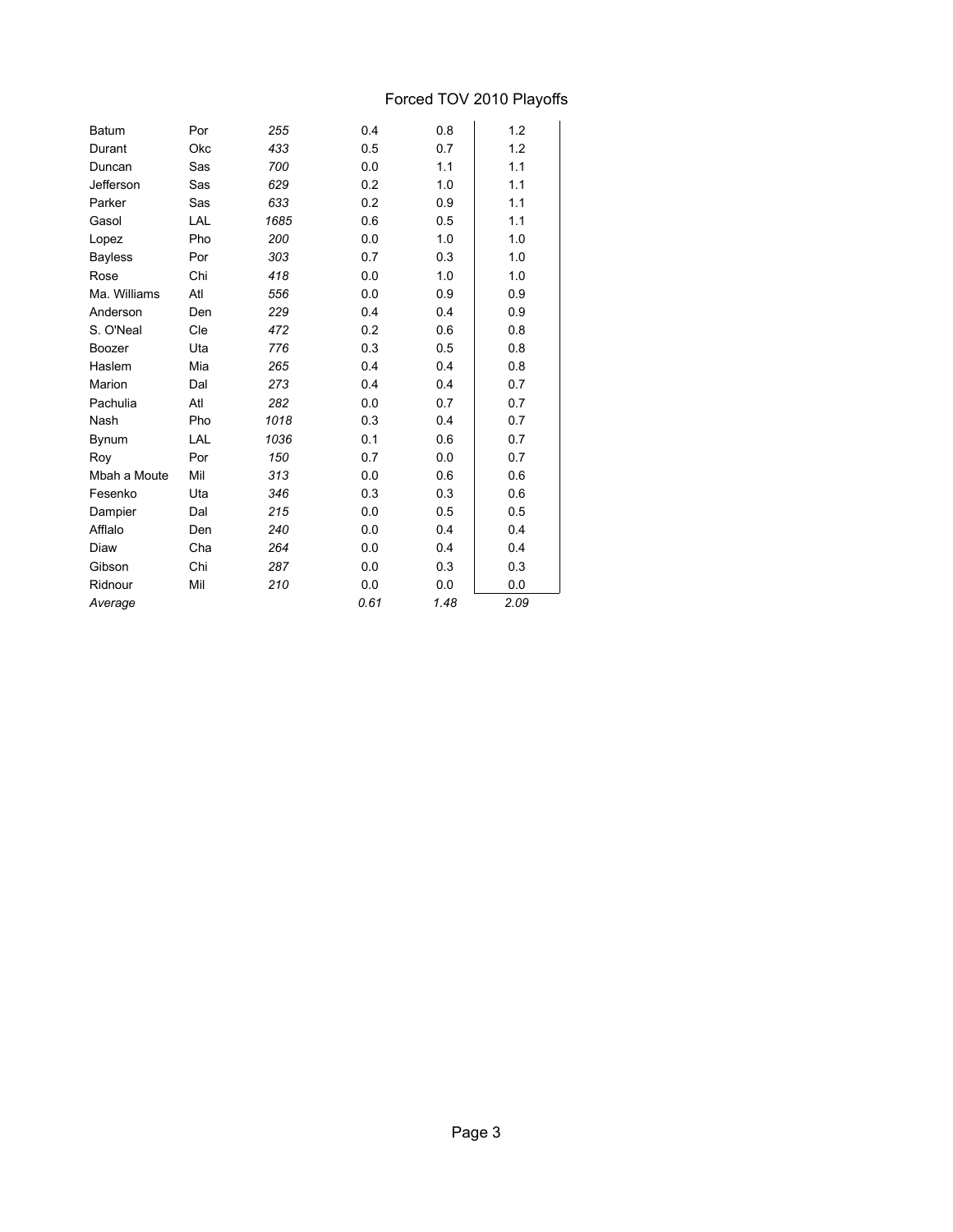## Forced TOV 2010 Playoffs

| | | | | | |
|---|---|---|---|---|---|
| Batum | Por | *255* | 0.4 | 0.8 | 1.2 |
| Durant | Okc | *433* | 0.5 | 0.7 | 1.2 |
| Duncan | Sas | *700* | 0.0 | 1.1 | 1.1 |
| Jefferson | Sas | *629* | 0.2 | 1.0 | 1.1 |
| Parker | Sas | *633* | 0.2 | 0.9 | 1.1 |
| Gasol | LAL | *1685* | 0.6 | 0.5 | 1.1 |
| Lopez | Pho | *200* | 0.0 | 1.0 | 1.0 |
| Bayless | Por | *303* | 0.7 | 0.3 | 1.0 |
| Rose | Chi | *418* | 0.0 | 1.0 | 1.0 |
| Ma. Williams | Atl | *556* | 0.0 | 0.9 | 0.9 |
| Anderson | Den | *229* | 0.4 | 0.4 | 0.9 |
| S. O'Neal | Cle | *472* | 0.2 | 0.6 | 0.8 |
| Boozer | Uta | *776* | 0.3 | 0.5 | 0.8 |
| Haslem | Mia | *265* | 0.4 | 0.4 | 0.8 |
| Marion | Dal | *273* | 0.4 | 0.4 | 0.7 |
| Pachulia | Atl | *282* | 0.0 | 0.7 | 0.7 |
| Nash | Pho | *1018* | 0.3 | 0.4 | 0.7 |
| Bynum | LAL | *1036* | 0.1 | 0.6 | 0.7 |
| Roy | Por | *150* | 0.7 | 0.0 | 0.7 |
| Mbah a Moute | Mil | *313* | 0.0 | 0.6 | 0.6 |
| Fesenko | Uta | *346* | 0.3 | 0.3 | 0.6 |
| Dampier | Dal | *215* | 0.0 | 0.5 | 0.5 |
| Afflalo | Den | *240* | 0.0 | 0.4 | 0.4 |
| Diaw | Cha | *264* | 0.0 | 0.4 | 0.4 |
| Gibson | Chi | *287* | 0.0 | 0.3 | 0.3 |
| Ridnour | Mil | *210* | 0.0 | 0.0 | 0.0 |
| *Average* | | | *0.61* | *1.48* | *2.09* |